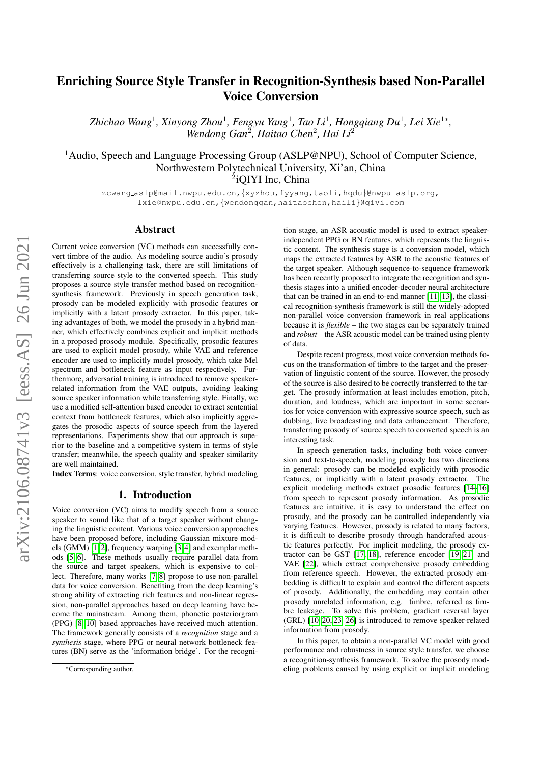# Enriching Source Style Transfer in Recognition-Synthesis based Non-Parallel Voice Conversion

*Zhichao Wang[1], Xinyong Zhou[1], Fengyu Yang[1], Tao Li[1], Hongqiang Du[1], Lei Xie[1*], Wendong Gan[2], Haitao Chen[2], Hai Li[2]*

[1]Audio, Speech and Language Processing Group (ASLP@NPU), School of Computer Science, Northwestern Polytechnical University, Xi'an, China
[2]iQIYI Inc, China

zcwang_aslp@mail.nwpu.edu.cn, {xyzhou, fyyang, taoli, hqdu}@nwpu-aslp.org, lxie@nwpu.edu.cn, {wendonggan, haitaochen, haili}@qiyi.com

## Abstract

Current voice conversion (VC) methods can successfully convert timbre of the audio. As modeling source audio's prosody effectively is a challenging task, there are still limitations of transferring source style to the converted speech. This study proposes a source style transfer method based on recognition-synthesis framework. Previously in speech generation task, prosody can be modeled explicitly with prosodic features or implicitly with a latent prosody extractor. In this paper, taking advantages of both, we model the prosody in a hybrid manner, which effectively combines explicit and implicit methods in a proposed prosody module. Specifically, prosodic features are used to explicit model prosody, while VAE and reference encoder are used to implicitly model prosody, which take Mel spectrum and bottleneck feature as input respectively. Furthermore, adversarial training is introduced to remove speaker-related information from the VAE outputs, avoiding leaking source speaker information while transferring style. Finally, we use a modified self-attention based encoder to extract sentential context from bottleneck features, which also implicitly aggregates the prosodic aspects of source speech from the layered representations. Experiments show that our approach is superior to the baseline and a competitive system in terms of style transfer; meanwhile, the speech quality and speaker similarity are well maintained.

**Index Terms**: voice conversion, style transfer, hybrid modeling

## 1. Introduction

Voice conversion (VC) aims to modify speech from a source speaker to sound like that of a target speaker without changing the linguistic content. Various voice conversion approaches have been proposed before, including Gaussian mixture models (GMM) [1, 2], frequency warping [3, 4] and exemplar methods [5, 6]. These methods usually require parallel data from the source and target speakers, which is expensive to collect. Therefore, many works [7, 8] propose to use non-parallel data for voice conversion. Benefiting from the deep learning's strong ability of extracting rich features and non-linear regression, non-parallel approaches based on deep learning have become the mainstream. Among them, phonetic posteriorgram (PPG) [8–10] based approaches have received much attention. The framework generally consists of a *recognition* stage and a *synthesis* stage, where PPG or neural network bottleneck features (BN) serve as the 'information bridge'. For the recognition stage, an ASR acoustic model is used to extract speaker-independent PPG or BN features, which represents the linguistic content. The synthesis stage is a conversion model, which maps the extracted features by ASR to the acoustic features of the target speaker. Although sequence-to-sequence framework has been recently proposed to integrate the recognition and synthesis stages into a unified encoder-decoder neural architecture that can be trained in an end-to-end manner [11–13], the classical recognition-synthesis framework is still the widely-adopted non-parallel voice conversion framework in real applications because it is *flexible* – the two stages can be separately trained and *robust* – the ASR acoustic model can be trained using plenty of data.

Despite recent progress, most voice conversion methods focus on the transformation of timbre to the target and the preservation of linguistic content of the source. However, the prosody of the source is also desired to be correctly transferred to the target. The prosody information at least includes emotion, pitch, duration, and loudness, which are important in some scenarios for voice conversion with expressive source speech, such as dubbing, live broadcasting and data enhancement. Therefore, transferring prosody of source speech to converted speech is an interesting task.

In speech generation tasks, including both voice conversion and text-to-speech, modeling prosody has two directions in general: prosody can be modeled explicitly with prosodic features, or implicitly with a latent prosody extractor. The explicit modeling methods extract prosodic features [14–16] from speech to represent prosody information. As prosodic features are intuitive, it is easy to understand the effect on prosody, and the prosody can be controlled independently via varying features. However, prosody is related to many factors, it is difficult to describe prosody through handcrafted acoustic features perfectly. For implicit modeling, the prosody extractor can be GST [17, 18], reference encoder [19–21] and VAE [22], which extract comprehensive prosody embedding from reference speech. However, the extracted prosody embedding is difficult to explain and control the different aspects of prosody. Additionally, the embedding may contain other prosody unrelated information, e.g. timbre, referred as timbre leakage. To solve this problem, gradient reversal layer (GRL) [10, 20, 23–26] is introduced to remove speaker-related information from prosody.

In this paper, to obtain a non-parallel VC model with good performance and robustness in source style transfer, we choose a recognition-synthesis framework. To solve the prosody modeling problems caused by using explicit or implicit modeling

*Corresponding author.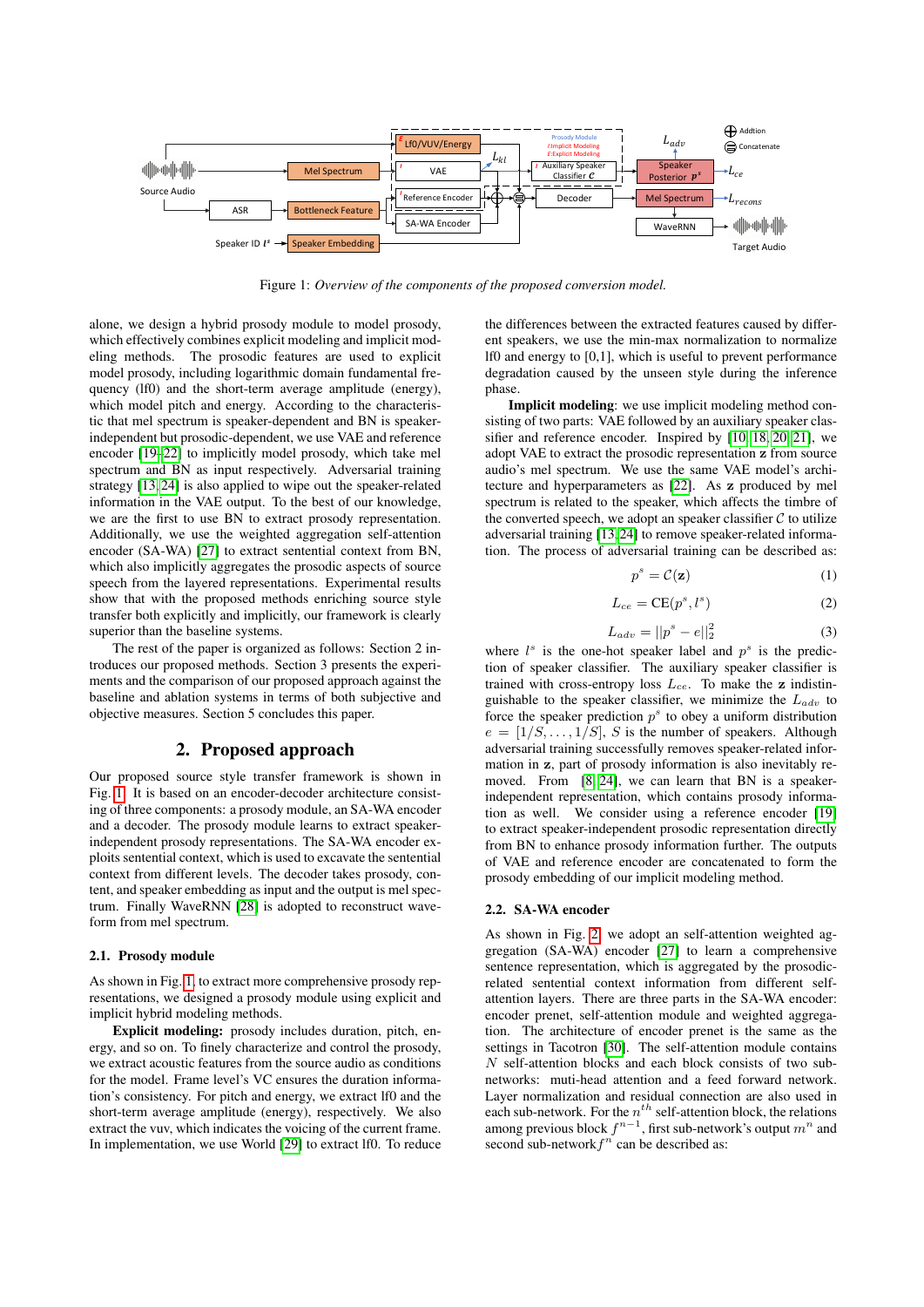Figure 1: *Overview of the components of the proposed conversion model.*

alone, we design a hybrid prosody module to model prosody, which effectively combines explicit modeling and implicit modeling methods. The prosodic features are used to explicit model prosody, including logarithmic domain fundamental frequency (lf0) and the short-term average amplitude (energy), which model pitch and energy. According to the characteristic that mel spectrum is speaker-dependent and BN is speaker-independent but prosodic-dependent, we use VAE and reference encoder [19–22] to implicitly model prosody, which take mel spectrum and BN as input respectively. Adversarial training strategy [13, 24] is also applied to wipe out the speaker-related information in the VAE output. To the best of our knowledge, we are the first to use BN to extract prosody representation. Additionally, we use the weighted aggregation self-attention encoder (SA-WA) [27] to extract sentential context from BN, which also implicitly aggregates the prosodic aspects of source speech from the layered representations. Experimental results show that with the proposed methods enriching source style transfer both explicitly and implicitly, our framework is clearly superior than the baseline systems.

The rest of the paper is organized as follows: Section 2 introduces our proposed methods. Section 3 presents the experiments and the comparison of our proposed approach against the baseline and ablation systems in terms of both subjective and objective measures. Section 5 concludes this paper.

## 2. Proposed approach

Our proposed source style transfer framework is shown in Fig. 1. It is based on an encoder-decoder architecture consisting of three components: a prosody module, an SA-WA encoder and a decoder. The prosody module learns to extract speaker-independent prosody representations. The SA-WA encoder exploits sentential context, which is used to excavate the sentential context from different levels. The decoder takes prosody, content, and speaker embedding as input and the output is mel spectrum. Finally WaveRNN [28] is adopted to reconstruct waveform from mel spectrum.

### 2.1. Prosody module

As shown in Fig. 1, to extract more comprehensive prosody representations, we designed a prosody module using explicit and implicit hybrid modeling methods.

**Explicit modeling:** prosody includes duration, pitch, energy, and so on. To finely characterize and control the prosody, we extract acoustic features from the source audio as conditions for the model. Frame level's VC ensures the duration information's consistency. For pitch and energy, we extract lf0 and the short-term average amplitude (energy), respectively. We also extract the vuv, which indicates the voicing of the current frame. In implementation, we use World [29] to extract lf0. To reduce the differences between the extracted features caused by different speakers, we use the min-max normalization to normalize lf0 and energy to [0,1], which is useful to prevent performance degradation caused by the unseen style during the inference phase.

**Implicit modeling**: we use implicit modeling method consisting of two parts: VAE followed by an auxiliary speaker classifier and reference encoder. Inspired by [10, 18, 20, 21], we adopt VAE to extract the prosodic representation $\mathbf{z}$ from source audio's mel spectrum. We use the same VAE model's architecture and hyperparameters as [22]. As $\mathbf{z}$ produced by mel spectrum is related to the speaker, which affects the timbre of the converted speech, we adopt an speaker classifier $\mathcal{C}$ to utilize adversarial training [13, 24] to remove speaker-related information. The process of adversarial training can be described as:

$$p^s = \mathcal{C}(\mathbf{z}) \tag{1}$$

$$L_{ce} = \mathrm{CE}(p^s, l^s) \tag{2}$$

$$L_{adv} = ||p^s - e||_2^2 \tag{3}$$

where $l^s$ is the one-hot speaker label and $p^s$ is the prediction of speaker classifier. The auxiliary speaker classifier is trained with cross-entropy loss $L_{ce}$. To make the $\mathbf{z}$ indistinguishable to the speaker classifier, we minimize the $L_{adv}$ to force the speaker prediction $p^s$ to obey a uniform distribution $e = [1/S, \ldots, 1/S]$, $S$ is the number of speakers. Although adversarial training successfully removes speaker-related information in $\mathbf{z}$, part of prosody information is also inevitably removed. From [8, 24], we can learn that BN is a speaker-independent representation, which contains prosody information as well. We consider using a reference encoder [19] to extract speaker-independent prosodic representation directly from BN to enhance prosody information further. The outputs of VAE and reference encoder are concatenated to form the prosody embedding of our implicit modeling method.

### 2.2. SA-WA encoder

As shown in Fig. 2, we adopt an self-attention weighted aggregation (SA-WA) encoder [27] to learn a comprehensive sentence representation, which is aggregated by the prosodic-related sentential context information from different self-attention layers. There are three parts in the SA-WA encoder: encoder prenet, self-attention module and weighted aggregation. The architecture of encoder prenet is the same as the settings in Tacotron [30]. The self-attention module contains $N$ self-attention blocks and each block consists of two sub-networks: muti-head attention and a feed forward network. Layer normalization and residual connection are also used in each sub-network. For the $n^{th}$ self-attention block, the relations among previous block $f^{n-1}$, first sub-network's output $m^n$ and second sub-network $f^n$ can be described as: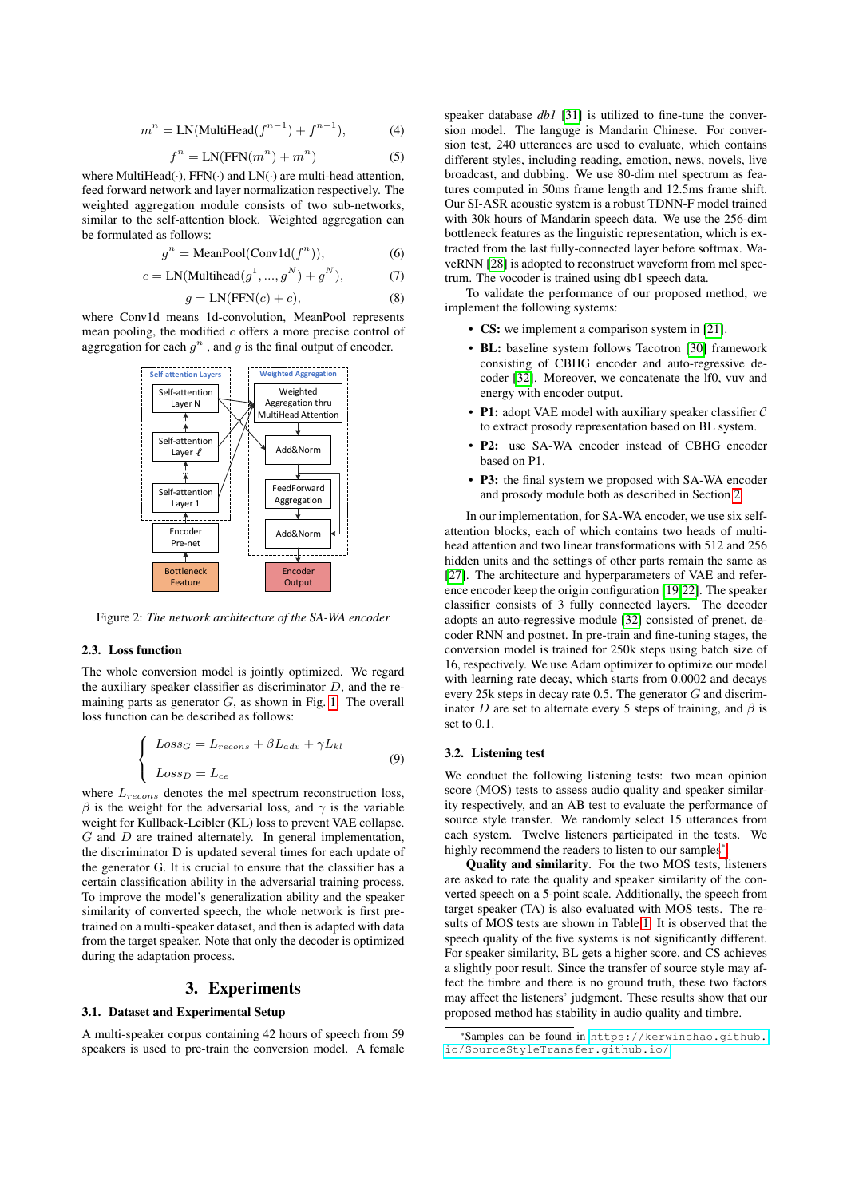$$m^n = \text{LN}(\text{MultiHead}(f^{n-1}) + f^{n-1}), \tag{4}$$

$$f^n = \text{LN}(\text{FFN}(m^n) + m^n) \tag{5}$$

where MultiHead(·), FFN(·) and LN(·) are multi-head attention, feed forward network and layer normalization respectively. The weighted aggregation module consists of two sub-networks, similar to the self-attention block. Weighted aggregation can be formulated as follows:

$$g^n = \text{MeanPool}(\text{Conv1d}(f^n)), \tag{6}$$

$$c = \text{LN}(\text{Multihead}(g^1, ..., g^N) + g^N), \tag{7}$$

$$g = \text{LN}(\text{FFN}(c) + c), \tag{8}$$

where Conv1d means 1d-convolution, MeanPool represents mean pooling, the modified $c$ offers a more precise control of aggregation for each $g^n$ , and $g$ is the final output of encoder.

Figure 2: *The network architecture of the SA-WA encoder*

### 2.3. Loss function

The whole conversion model is jointly optimized. We regard the auxiliary speaker classifier as discriminator $D$, and the remaining parts as generator $G$, as shown in Fig. 1. The overall loss function can be described as follows:

$$\begin{cases} Loss_G = L_{recons} + \beta L_{adv} + \gamma L_{kl} \\ Loss_D = L_{ce} \end{cases} \tag{9}$$

where $L_{recons}$ denotes the mel spectrum reconstruction loss, $\beta$ is the weight for the adversarial loss, and $\gamma$ is the variable weight for Kullback-Leibler (KL) loss to prevent VAE collapse. $G$ and $D$ are trained alternately. In general implementation, the discriminator D is updated several times for each update of the generator G. It is crucial to ensure that the classifier has a certain classification ability in the adversarial training process. To improve the model's generalization ability and the speaker similarity of converted speech, the whole network is first pre-trained on a multi-speaker dataset, and then is adapted with data from the target speaker. Note that only the decoder is optimized during the adaptation process.

## 3. Experiments

### 3.1. Dataset and Experimental Setup

A multi-speaker corpus containing 42 hours of speech from 59 speakers is used to pre-train the conversion model. A female speaker database *db1* [31] is utilized to fine-tune the conversion model. The languge is Mandarin Chinese. For conversion test, 240 utterances are used to evaluate, which contains different styles, including reading, emotion, news, novels, live broadcast, and dubbing. We use 80-dim mel spectrum as features computed in 50ms frame length and 12.5ms frame shift. Our SI-ASR acoustic system is a robust TDNN-F model trained with 30k hours of Mandarin speech data. We use the 256-dim bottleneck features as the linguistic representation, which is extracted from the last fully-connected layer before softmax. WaveRNN [28] is adopted to reconstruct waveform from mel spectrum. The vocoder is trained using db1 speech data.

To validate the performance of our proposed method, we implement the following systems:

- **CS:** we implement a comparison system in [21].
- **BL:** baseline system follows Tacotron [30] framework consisting of CBHG encoder and auto-regressive decoder [32]. Moreover, we concatenate the lf0, vuv and energy with encoder output.
- **P1:** adopt VAE model with auxiliary speaker classifier $\mathcal{C}$ to extract prosody representation based on BL system.
- **P2:** use SA-WA encoder instead of CBHG encoder based on P1.
- **P3:** the final system we proposed with SA-WA encoder and prosody module both as described in Section 2.

In our implementation, for SA-WA encoder, we use six self-attention blocks, each of which contains two heads of multi-head attention and two linear transformations with 512 and 256 hidden units and the settings of other parts remain the same as [27]. The architecture and hyperparameters of VAE and reference encoder keep the origin configuration [19,22]. The speaker classifier consists of 3 fully connected layers. The decoder adopts an auto-regressive module [32] consisted of prenet, decoder RNN and postnet. In pre-train and fine-tuning stages, the conversion model is trained for 250k steps using batch size of 16, respectively. We use Adam optimizer to optimize our model with learning rate decay, which starts from 0.0002 and decays every 25k steps in decay rate 0.5. The generator $G$ and discriminator $D$ are set to alternate every 5 steps of training, and $\beta$ is set to 0.1.

### 3.2. Listening test

We conduct the following listening tests: two mean opinion score (MOS) tests to assess audio quality and speaker similarity respectively, and an AB test to evaluate the performance of source style transfer. We randomly select 15 utterances from each system. Twelve listeners participated in the tests. We highly recommend the readers to listen to our samples*.

**Quality and similarity**. For the two MOS tests, listeners are asked to rate the quality and speaker similarity of the converted speech on a 5-point scale. Additionally, the speech from target speaker (TA) is also evaluated with MOS tests. The results of MOS tests are shown in Table 1. It is observed that the speech quality of the five systems is not significantly different. For speaker similarity, BL gets a higher score, and CS achieves a slightly poor result. Since the transfer of source style may affect the timbre and there is no ground truth, these two factors may affect the listeners' judgment. These results show that our proposed method has stability in audio quality and timbre.

*Samples can be found in https://kerwinchao.github.io/SourceStyleTransfer.github.io/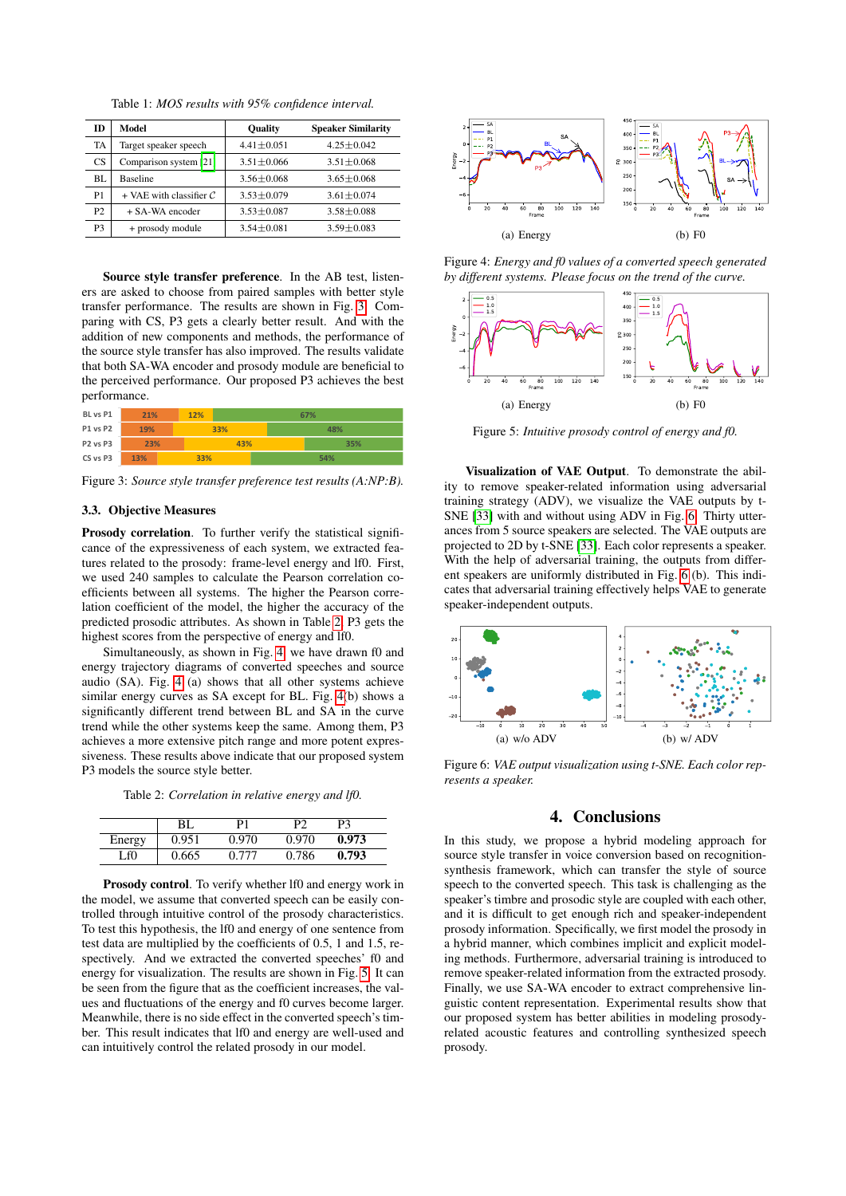Table 1: *MOS results with 95% confidence interval.*

| ID | Model | Quality | Speaker Similarity |
|---|---|---|---|
| TA | Target speaker speech | 4.41±0.051 | 4.25±0.042 |
| CS | Comparison system [21] | 3.51±0.066 | 3.51±0.068 |
| BL | Baseline | 3.56±0.068 | 3.65±0.068 |
| P1 | + VAE with classifier $\mathcal{C}$ | 3.53±0.079 | 3.61±0.074 |
| P2 | + SA-WA encoder | 3.53±0.087 | 3.58±0.088 |
| P3 | + prosody module | 3.54±0.081 | 3.59±0.083 |

**Source style transfer preference**. In the AB test, listeners are asked to choose from paired samples with better style transfer performance. The results are shown in Fig. 3. Comparing with CS, P3 gets a clearly better result. And with the addition of new components and methods, the performance of the source style transfer has also improved. The results validate that both SA-WA encoder and prosody module are beneficial to the perceived performance. Our proposed P3 achieves the best performance.

| | A | NP | B |
|---|---|---|---|
| BL vs P1 | 21% | 12% | 67% |
| P1 vs P2 | 19% | 33% | 48% |
| P2 vs P3 | 23% | 43% | 35% |
| CS vs P3 | 13% | 33% | 54% |

Figure 3: *Source style transfer preference test results (A:NP:B).*

### 3.3. Objective Measures

**Prosody correlation**. To further verify the statistical significance of the expressiveness of each system, we extracted features related to the prosody: frame-level energy and lf0. First, we used 240 samples to calculate the Pearson correlation coefficients between all systems. The higher the Pearson correlation coefficient of the model, the higher the accuracy of the predicted prosodic attributes. As shown in Table 2, P3 gets the highest scores from the perspective of energy and lf0.

Simultaneously, as shown in Fig. 4, we have drawn f0 and energy trajectory diagrams of converted speeches and source audio (SA). Fig. 4 (a) shows that all other systems achieve similar energy curves as SA except for BL. Fig. 4(b) shows a significantly different trend between BL and SA in the curve trend while the other systems keep the same. Among them, P3 achieves a more extensive pitch range and more potent expressiveness. These results above indicate that our proposed system P3 models the source style better.

Table 2: *Correlation in relative energy and lf0.*

| | BL | P1 | P2 | P3 |
|---|---|---|---|---|
| Energy | 0.951 | 0.970 | 0.970 | **0.973** |
| Lf0 | 0.665 | 0.777 | 0.786 | **0.793** |

**Prosody control**. To verify whether lf0 and energy work in the model, we assume that converted speech can be easily controlled through intuitive control of the prosody characteristics. To test this hypothesis, the lf0 and energy of one sentence from test data are multiplied by the coefficients of 0.5, 1 and 1.5, respectively. And we extracted the converted speeches' f0 and energy for visualization. The results are shown in Fig. 5. It can be seen from the figure that as the coefficient increases, the values and fluctuations of the energy and f0 curves become larger. Meanwhile, there is no side effect in the converted speech's timber. This result indicates that lf0 and energy are well-used and can intuitively control the related prosody in our model.

(a) Energy (b) F0

Figure 4: *Energy and f0 values of a converted speech generated by different systems. Please focus on the trend of the curve.*

(a) Energy (b) F0

Figure 5: *Intuitive prosody control of energy and f0.*

**Visualization of VAE Output**. To demonstrate the ability to remove speaker-related information using adversarial training strategy (ADV), we visualize the VAE outputs by t-SNE [33] with and without using ADV in Fig. 6. Thirty utterances from 5 source speakers are selected. The VAE outputs are projected to 2D by t-SNE [33]. Each color represents a speaker. With the help of adversarial training, the outputs from different speakers are uniformly distributed in Fig. 6 (b). This indicates that adversarial training effectively helps VAE to generate speaker-independent outputs.

(a) w/o ADV (b) w/ ADV

Figure 6: *VAE output visualization using t-SNE. Each color represents a speaker.*

## 4. Conclusions

In this study, we propose a hybrid modeling approach for source style transfer in voice conversion based on recognition-synthesis framework, which can transfer the style of source speech to the converted speech. This task is challenging as the speaker's timbre and prosodic style are coupled with each other, and it is difficult to get enough rich and speaker-independent prosody information. Specifically, we first model the prosody in a hybrid manner, which combines implicit and explicit modeling methods. Furthermore, adversarial training is introduced to remove speaker-related information from the extracted prosody. Finally, we use SA-WA encoder to extract comprehensive linguistic content representation. Experimental results show that our proposed system has better abilities in modeling prosody-related acoustic features and controlling synthesized speech prosody.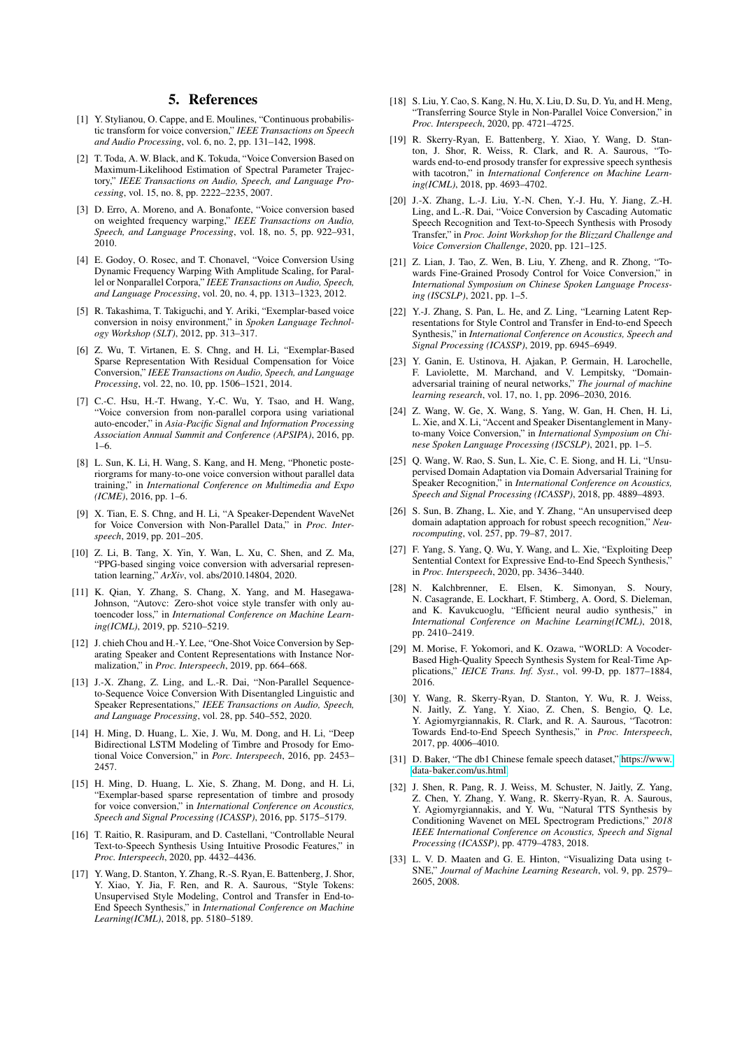## 5. References

[1] Y. Stylianou, O. Cappe, and E. Moulines, "Continuous probabilistic transform for voice conversion," *IEEE Transactions on Speech and Audio Processing*, vol. 6, no. 2, pp. 131–142, 1998.

[2] T. Toda, A. W. Black, and K. Tokuda, "Voice Conversion Based on Maximum-Likelihood Estimation of Spectral Parameter Trajectory," *IEEE Transactions on Audio, Speech, and Language Processing*, vol. 15, no. 8, pp. 2222–2235, 2007.

[3] D. Erro, A. Moreno, and A. Bonafonte, "Voice conversion based on weighted frequency warping," *IEEE Transactions on Audio, Speech, and Language Processing*, vol. 18, no. 5, pp. 922–931, 2010.

[4] E. Godoy, O. Rosec, and T. Chonavel, "Voice Conversion Using Dynamic Frequency Warping With Amplitude Scaling, for Parallel or Nonparallel Corpora," *IEEE Transactions on Audio, Speech, and Language Processing*, vol. 20, no. 4, pp. 1313–1323, 2012.

[5] R. Takashima, T. Takiguchi, and Y. Ariki, "Exemplar-based voice conversion in noisy environment," in *Spoken Language Technology Workshop (SLT)*, 2012, pp. 313–317.

[6] Z. Wu, T. Virtanen, E. S. Chng, and H. Li, "Exemplar-Based Sparse Representation With Residual Compensation for Voice Conversion," *IEEE Transactions on Audio, Speech, and Language Processing*, vol. 22, no. 10, pp. 1506–1521, 2014.

[7] C.-C. Hsu, H.-T. Hwang, Y.-C. Wu, Y. Tsao, and H. Wang, "Voice conversion from non-parallel corpora using variational auto-encoder," in *Asia-Pacific Signal and Information Processing Association Annual Summit and Conference (APSIPA)*, 2016, pp. 1–6.

[8] L. Sun, K. Li, H. Wang, S. Kang, and H. Meng, "Phonetic posteriorgrams for many-to-one voice conversion without parallel data training," in *International Conference on Multimedia and Expo (ICME)*, 2016, pp. 1–6.

[9] X. Tian, E. S. Chng, and H. Li, "A Speaker-Dependent WaveNet for Voice Conversion with Non-Parallel Data," in *Proc. Interspeech*, 2019, pp. 201–205.

[10] Z. Li, B. Tang, X. Yin, Y. Wan, L. Xu, C. Shen, and Z. Ma, "PPG-based singing voice conversion with adversarial representation learning," *ArXiv*, vol. abs/2010.14804, 2020.

[11] K. Qian, Y. Zhang, S. Chang, X. Yang, and M. Hasegawa-Johnson, "Autovc: Zero-shot voice style transfer with only autoencoder loss," in *International Conference on Machine Learning(ICML)*, 2019, pp. 5210–5219.

[12] J. chieh Chou and H.-Y. Lee, "One-Shot Voice Conversion by Separating Speaker and Content Representations with Instance Normalization," in *Proc. Interspeech*, 2019, pp. 664–668.

[13] J.-X. Zhang, Z. Ling, and L.-R. Dai, "Non-Parallel Sequence-to-Sequence Voice Conversion With Disentangled Linguistic and Speaker Representations," *IEEE Transactions on Audio, Speech, and Language Processing*, vol. 28, pp. 540–552, 2020.

[14] H. Ming, D. Huang, L. Xie, J. Wu, M. Dong, and H. Li, "Deep Bidirectional LSTM Modeling of Timbre and Prosody for Emotional Voice Conversion," in *Porc. Interspeech*, 2016, pp. 2453–2457.

[15] H. Ming, D. Huang, L. Xie, S. Zhang, M. Dong, and H. Li, "Exemplar-based sparse representation of timbre and prosody for voice conversion," in *International Conference on Acoustics, Speech and Signal Processing (ICASSP)*, 2016, pp. 5175–5179.

[16] T. Raitio, R. Rasipuram, and D. Castellani, "Controllable Neural Text-to-Speech Synthesis Using Intuitive Prosodic Features," in *Proc. Interspeech*, 2020, pp. 4432–4436.

[17] Y. Wang, D. Stanton, Y. Zhang, R.-S. Ryan, E. Battenberg, J. Shor, Y. Xiao, Y. Jia, F. Ren, and R. A. Saurous, "Style Tokens: Unsupervised Style Modeling, Control and Transfer in End-to-End Speech Synthesis," in *International Conference on Machine Learning(ICML)*, 2018, pp. 5180–5189.

[18] S. Liu, Y. Cao, S. Kang, N. Hu, X. Liu, D. Su, D. Yu, and H. Meng, "Transferring Source Style in Non-Parallel Voice Conversion," in *Proc. Interspeech*, 2020, pp. 4721–4725.

[19] R. Skerry-Ryan, E. Battenberg, Y. Xiao, Y. Wang, D. Stanton, J. Shor, R. Weiss, R. Clark, and R. A. Saurous, "Towards end-to-end prosody transfer for expressive speech synthesis with tacotron," in *International Conference on Machine Learning(ICML)*, 2018, pp. 4693–4702.

[20] J.-X. Zhang, L.-J. Liu, Y.-N. Chen, Y.-J. Hu, Y. Jiang, Z.-H. Ling, and L.-R. Dai, "Voice Conversion by Cascading Automatic Speech Recognition and Text-to-Speech Synthesis with Prosody Transfer," in *Proc. Joint Workshop for the Blizzard Challenge and Voice Conversion Challenge*, 2020, pp. 121–125.

[21] Z. Lian, J. Tao, Z. Wen, B. Liu, Y. Zheng, and R. Zhong, "Towards Fine-Grained Prosody Control for Voice Conversion," in *International Symposium on Chinese Spoken Language Processing (ISCSLP)*, 2021, pp. 1–5.

[22] Y.-J. Zhang, S. Pan, L. He, and Z. Ling, "Learning Latent Representations for Style Control and Transfer in End-to-end Speech Synthesis," in *International Conference on Acoustics, Speech and Signal Processing (ICASSP)*, 2019, pp. 6945–6949.

[23] Y. Ganin, E. Ustinova, H. Ajakan, P. Germain, H. Larochelle, F. Laviolette, M. Marchand, and V. Lempitsky, "Domain-adversarial training of neural networks," *The journal of machine learning research*, vol. 17, no. 1, pp. 2096–2030, 2016.

[24] Z. Wang, W. Ge, X. Wang, S. Yang, W. Gan, H. Chen, H. Li, L. Xie, and X. Li, "Accent and Speaker Disentanglement in Many-to-many Voice Conversion," in *International Symposium on Chinese Spoken Language Processing (ISCSLP)*, 2021, pp. 1–5.

[25] Q. Wang, W. Rao, S. Sun, L. Xie, C. E. Siong, and H. Li, "Unsupervised Domain Adaptation via Domain Adversarial Training for Speaker Recognition," in *International Conference on Acoustics, Speech and Signal Processing (ICASSP)*, 2018, pp. 4889–4893.

[26] S. Sun, B. Zhang, L. Xie, and Y. Zhang, "An unsupervised deep domain adaptation approach for robust speech recognition," *Neurocomputing*, vol. 257, pp. 79–87, 2017.

[27] F. Yang, S. Yang, Q. Wu, Y. Wang, and L. Xie, "Exploiting Deep Sentential Context for Expressive End-to-End Speech Synthesis," in *Proc. Interspeech*, 2020, pp. 3436–3440.

[28] N. Kalchbrenner, E. Elsen, K. Simonyan, S. Noury, N. Casagrande, E. Lockhart, F. Stimberg, A. Oord, S. Dieleman, and K. Kavukcuoglu, "Efficient neural audio synthesis," in *International Conference on Machine Learning(ICML)*, 2018, pp. 2410–2419.

[29] M. Morise, F. Yokomori, and K. Ozawa, "WORLD: A Vocoder-Based High-Quality Speech Synthesis System for Real-Time Applications," *IEICE Trans. Inf. Syst.*, vol. 99-D, pp. 1877–1884, 2016.

[30] Y. Wang, R. Skerry-Ryan, D. Stanton, Y. Wu, R. J. Weiss, N. Jaitly, Z. Yang, Y. Xiao, Z. Chen, S. Bengio, Q. Le, Y. Agiomyrgiannakis, R. Clark, and R. A. Saurous, "Tacotron: Towards End-to-End Speech Synthesis," in *Proc. Interspeech*, 2017, pp. 4006–4010.

[31] D. Baker, "The db1 Chinese female speech dataset," https://www.data-baker.com/us.html.

[32] J. Shen, R. Pang, R. J. Weiss, M. Schuster, N. Jaitly, Z. Yang, Z. Chen, Y. Zhang, Y. Wang, R. Skerry-Ryan, R. A. Saurous, Y. Agiomyrgiannakis, and Y. Wu, "Natural TTS Synthesis by Conditioning Wavenet on MEL Spectrogram Predictions," *2018 IEEE International Conference on Acoustics, Speech and Signal Processing (ICASSP)*, pp. 4779–4783, 2018.

[33] L. V. D. Maaten and G. E. Hinton, "Visualizing Data using t-SNE," *Journal of Machine Learning Research*, vol. 9, pp. 2579–2605, 2008.